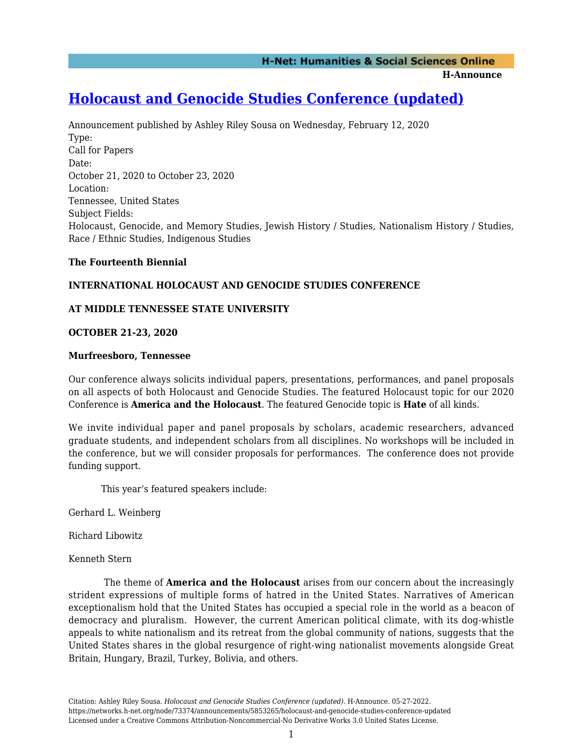# Holocaust and Genocide Studies Conference (updated)

Announcement published by Ashley Riley Sousa on Wednesday, February 12, 2020

Type:
Call for Papers

Date:
October 21, 2020 to October 23, 2020

Location:
Tennessee, United States

Subject Fields:
Holocaust, Genocide, and Memory Studies, Jewish History / Studies, Nationalism History / Studies, Race / Ethnic Studies, Indigenous Studies

**The Fourteenth Biennial**

**INTERNATIONAL HOLOCAUST AND GENOCIDE STUDIES CONFERENCE**

**AT MIDDLE TENNESSEE STATE UNIVERSITY**

**OCTOBER 21-23, 2020**

**Murfreesboro, Tennessee**

Our conference always solicits individual papers, presentations, performances, and panel proposals on all aspects of both Holocaust and Genocide Studies. The featured Holocaust topic for our 2020 Conference is **America and the Holocaust**. The featured Genocide topic is **Hate** of all kinds.

We invite individual paper and panel proposals by scholars, academic researchers, advanced graduate students, and independent scholars from all disciplines. No workshops will be included in the conference, but we will consider proposals for performances. The conference does not provide funding support.

This year's featured speakers include:

Gerhard L. Weinberg

Richard Libowitz

Kenneth Stern

The theme of **America and the Holocaust** arises from our concern about the increasingly strident expressions of multiple forms of hatred in the United States. Narratives of American exceptionalism hold that the United States has occupied a special role in the world as a beacon of democracy and pluralism. However, the current American political climate, with its dog-whistle appeals to white nationalism and its retreat from the global community of nations, suggests that the United States shares in the global resurgence of right-wing nationalist movements alongside Great Britain, Hungary, Brazil, Turkey, Bolivia, and others.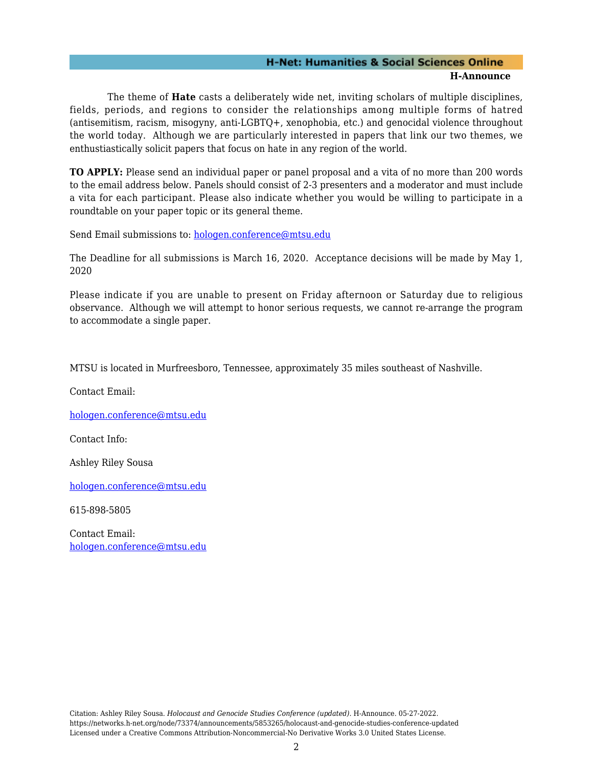The theme of **Hate** casts a deliberately wide net, inviting scholars of multiple disciplines, fields, periods, and regions to consider the relationships among multiple forms of hatred (antisemitism, racism, misogyny, anti-LGBTQ+, xenophobia, etc.) and genocidal violence throughout the world today. Although we are particularly interested in papers that link our two themes, we enthustiastically solicit papers that focus on hate in any region of the world.

**TO APPLY:** Please send an individual paper or panel proposal and a vita of no more than 200 words to the email address below. Panels should consist of 2-3 presenters and a moderator and must include a vita for each participant. Please also indicate whether you would be willing to participate in a roundtable on your paper topic or its general theme.

Send Email submissions to: [hologen.conference@mtsu.edu](mailto:hologen.conference@mtsu.edu)

The Deadline for all submissions is March 16, 2020. Acceptance decisions will be made by May 1, 2020

Please indicate if you are unable to present on Friday afternoon or Saturday due to religious observance. Although we will attempt to honor serious requests, we cannot re-arrange the program to accommodate a single paper.

MTSU is located in Murfreesboro, Tennessee, approximately 35 miles southeast of Nashville.

Contact Email:

[hologen.conference@mtsu.edu](mailto:hologen.conference@mtsu.edu)

Contact Info:

Ashley Riley Sousa

[hologen.conference@mtsu.edu](mailto:hologen.conference@mtsu.edu)

615-898-5805

Contact Email:
[hologen.conference@mtsu.edu](mailto:hologen.conference@mtsu.edu)

Citation: Ashley Riley Sousa. *Holocaust and Genocide Studies Conference (updated).* H-Announce. 05-27-2022.
https://networks.h-net.org/node/73374/announcements/5853265/holocaust-and-genocide-studies-conference-updated
Licensed under a Creative Commons Attribution-Noncommercial-No Derivative Works 3.0 United States License.